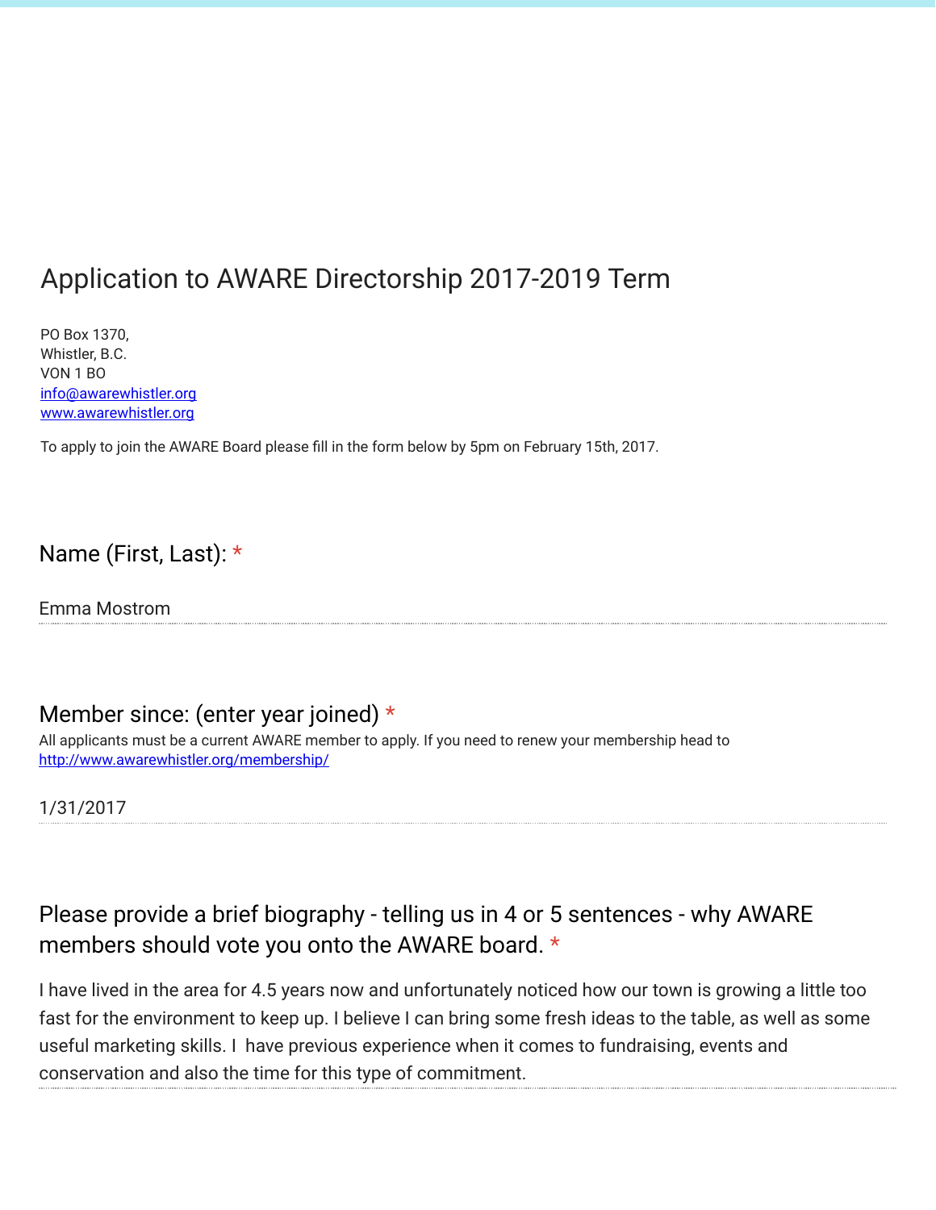# Application to AWARE Directorship 2017-2019 Term

PO Box 1370,
Whistler, B.C.
VON 1 BO
info@awarewhistler.org
www.awarewhistler.org

To apply to join the AWARE Board please fill in the form below by 5pm on February 15th, 2017.

## Name (First, Last): *

Emma Mostrom

## Member since: (enter year joined) *

All applicants must be a current AWARE member to apply. If you need to renew your membership head to http://www.awarewhistler.org/membership/

1/31/2017

## Please provide a brief biography - telling us in 4 or 5 sentences - why AWARE members should vote you onto the AWARE board. *

I have lived in the area for 4.5 years now and unfortunately noticed how our town is growing a little too fast for the environment to keep up. I believe I can bring some fresh ideas to the table, as well as some useful marketing skills. I have previous experience when it comes to fundraising, events and conservation and also the time for this type of commitment.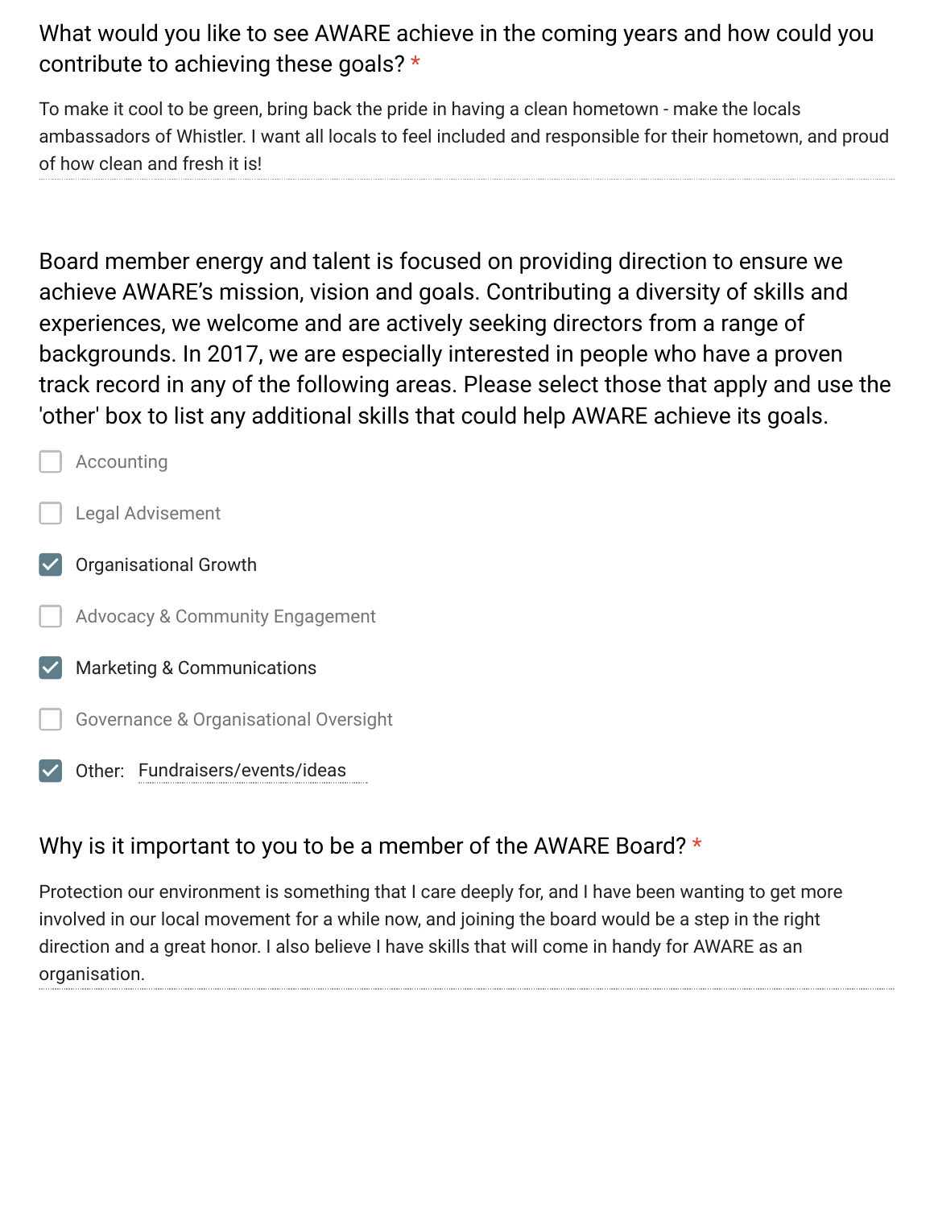What would you like to see AWARE achieve in the coming years and how could you contribute to achieving these goals? *

To make it cool to be green, bring back the pride in having a clean hometown - make the locals ambassadors of Whistler. I want all locals to feel included and responsible for their hometown, and proud of how clean and fresh it is!

Board member energy and talent is focused on providing direction to ensure we achieve AWARE's mission, vision and goals. Contributing a diversity of skills and experiences, we welcome and are actively seeking directors from a range of backgrounds. In 2017, we are especially interested in people who have a proven track record in any of the following areas. Please select those that apply and use the 'other' box to list any additional skills that could help AWARE achieve its goals.

- [ ] Accounting
- [ ] Legal Advisement
- [x] Organisational Growth
- [ ] Advocacy & Community Engagement
- [x] Marketing & Communications
- [ ] Governance & Organisational Oversight
- [x] Other: Fundraisers/events/ideas

Why is it important to you to be a member of the AWARE Board? *

Protection our environment is something that I care deeply for, and I have been wanting to get more involved in our local movement for a while now, and joining the board would be a step in the right direction and a great honor. I also believe I have skills that will come in handy for AWARE as an organisation.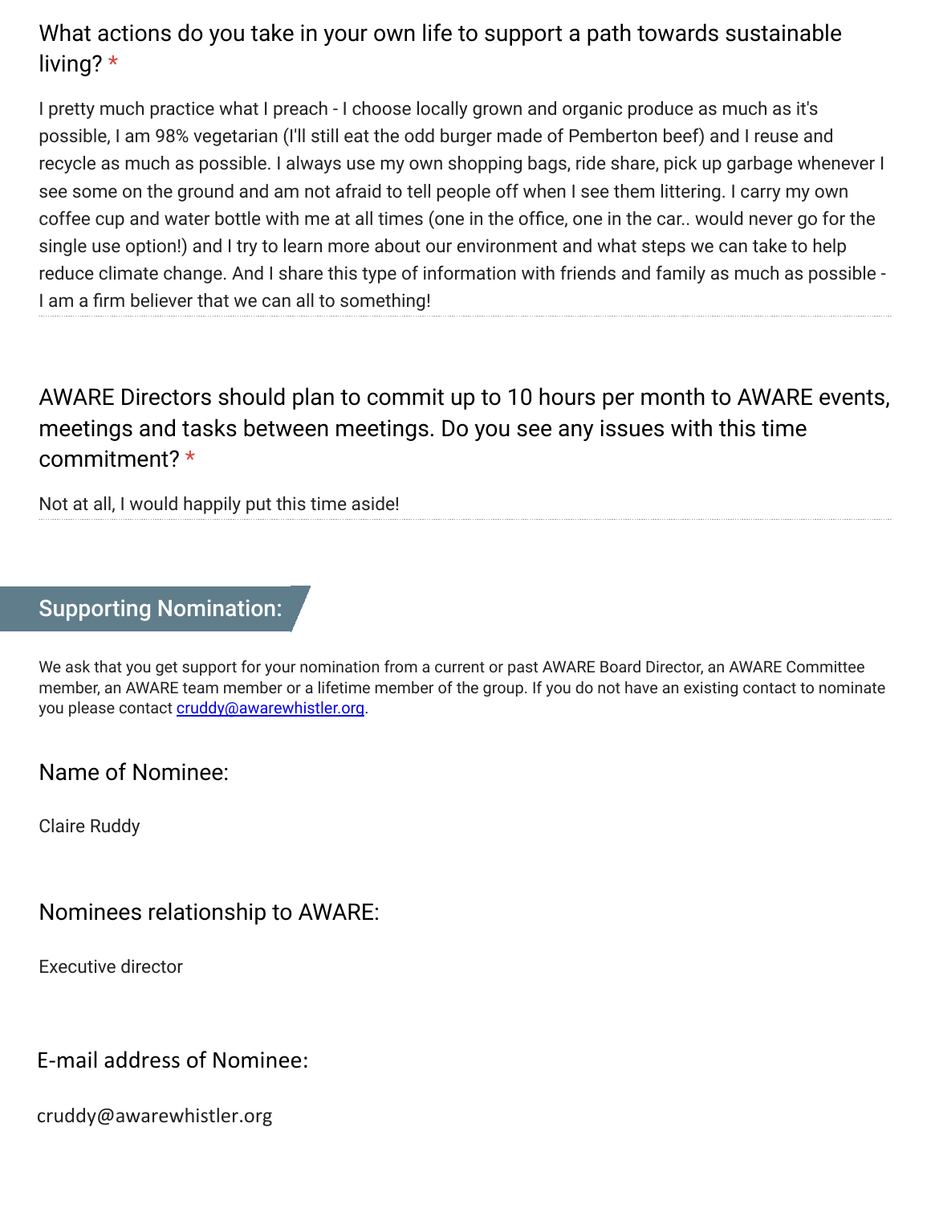## What actions do you take in your own life to support a path towards sustainable living? *

I pretty much practice what I preach - I choose locally grown and organic produce as much as it's possible, I am 98% vegetarian (I'll still eat the odd burger made of Pemberton beef) and I reuse and recycle as much as possible. I always use my own shopping bags, ride share, pick up garbage whenever I see some on the ground and am not afraid to tell people off when I see them littering. I carry my own coffee cup and water bottle with me at all times (one in the office, one in the car.. would never go for the single use option!) and I try to learn more about our environment and what steps we can take to help reduce climate change. And I share this type of information with friends and family as much as possible - I am a firm believer that we can all to something!

## AWARE Directors should plan to commit up to 10 hours per month to AWARE events, meetings and tasks between meetings. Do you see any issues with this time commitment? *

Not at all, I would happily put this time aside!

## Supporting Nomination:

We ask that you get support for your nomination from a current or past AWARE Board Director, an AWARE Committee member, an AWARE team member or a lifetime member of the group. If you do not have an existing contact to nominate you please contact cruddy@awarewhistler.org.

### Name of Nominee:

Claire Ruddy

### Nominees relationship to AWARE:

Executive director

### E-mail address of Nominee:

cruddy@awarewhistler.org